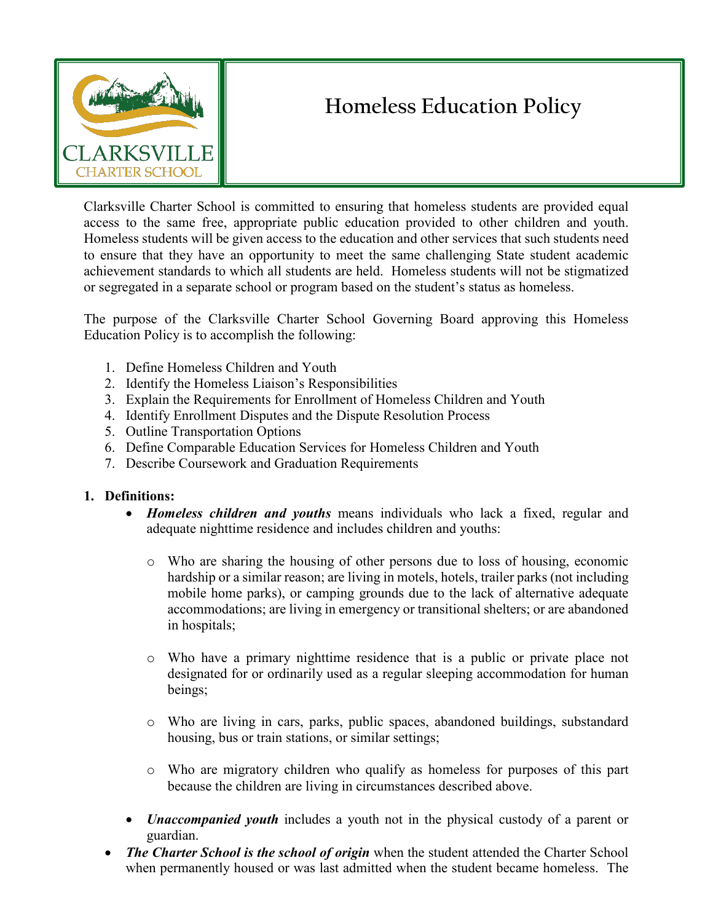# Homeless Education Policy

Clarksville Charter School is committed to ensuring that homeless students are provided equal access to the same free, appropriate public education provided to other children and youth. Homeless students will be given access to the education and other services that such students need to ensure that they have an opportunity to meet the same challenging State student academic achievement standards to which all students are held. Homeless students will not be stigmatized or segregated in a separate school or program based on the student's status as homeless.

The purpose of the Clarksville Charter School Governing Board approving this Homeless Education Policy is to accomplish the following:

1. Define Homeless Children and Youth
2. Identify the Homeless Liaison's Responsibilities
3. Explain the Requirements for Enrollment of Homeless Children and Youth
4. Identify Enrollment Disputes and the Dispute Resolution Process
5. Outline Transportation Options
6. Define Comparable Education Services for Homeless Children and Youth
7. Describe Coursework and Graduation Requirements

**1. Definitions:**

- ***Homeless children and youths*** means individuals who lack a fixed, regular and adequate nighttime residence and includes children and youths:
    - Who are sharing the housing of other persons due to loss of housing, economic hardship or a similar reason; are living in motels, hotels, trailer parks (not including mobile home parks), or camping grounds due to the lack of alternative adequate accommodations; are living in emergency or transitional shelters; or are abandoned in hospitals;
    - Who have a primary nighttime residence that is a public or private place not designated for or ordinarily used as a regular sleeping accommodation for human beings;
    - Who are living in cars, parks, public spaces, abandoned buildings, substandard housing, bus or train stations, or similar settings;
    - Who are migratory children who qualify as homeless for purposes of this part because the children are living in circumstances described above.
- ***Unaccompanied youth*** includes a youth not in the physical custody of a parent or guardian.
- ***The Charter School is the school of origin*** when the student attended the Charter School when permanently housed or was last admitted when the student became homeless. The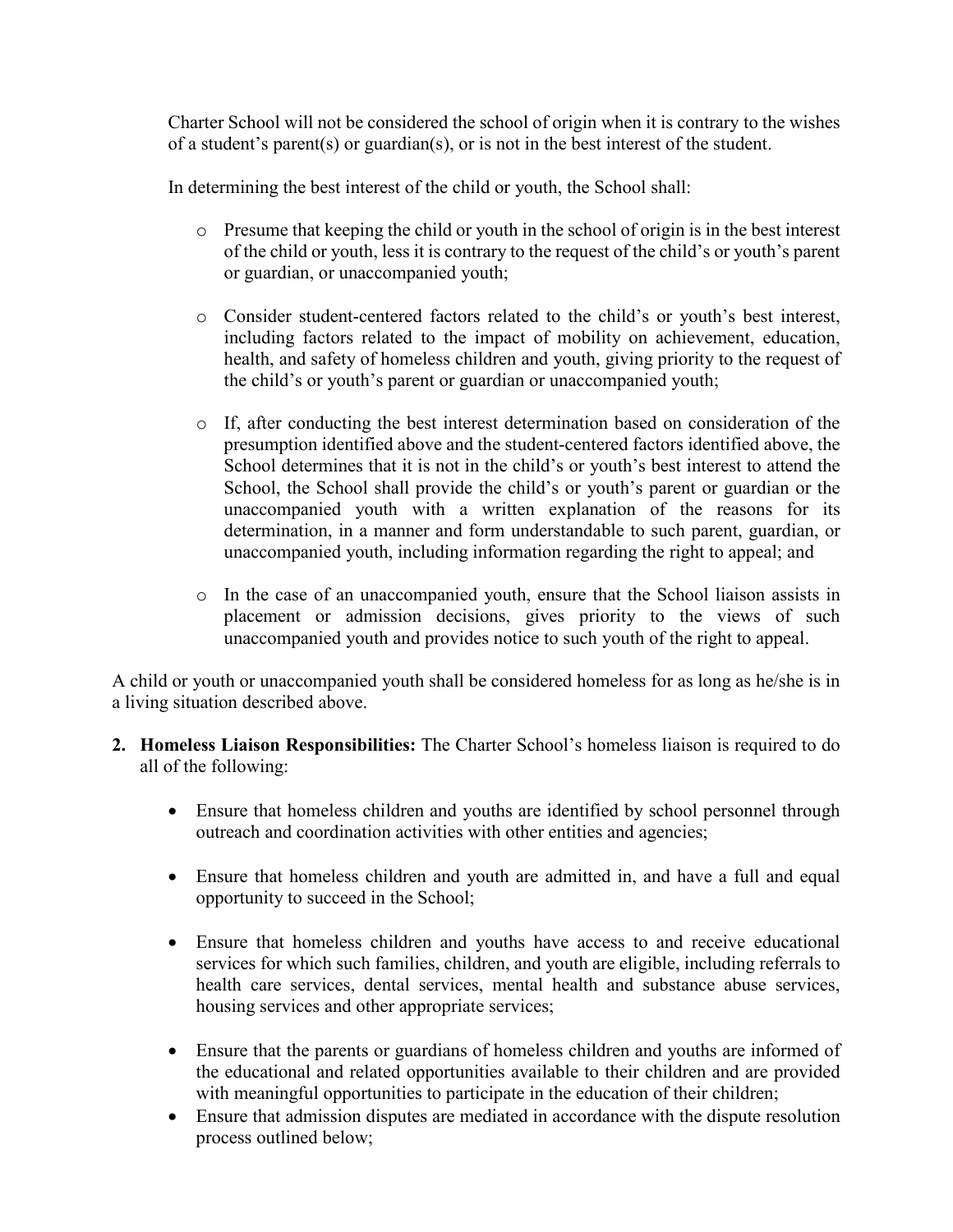Charter School will not be considered the school of origin when it is contrary to the wishes of a student's parent(s) or guardian(s), or is not in the best interest of the student.

In determining the best interest of the child or youth, the School shall:

- Presume that keeping the child or youth in the school of origin is in the best interest of the child or youth, less it is contrary to the request of the child's or youth's parent or guardian, or unaccompanied youth;

- Consider student-centered factors related to the child's or youth's best interest, including factors related to the impact of mobility on achievement, education, health, and safety of homeless children and youth, giving priority to the request of the child's or youth's parent or guardian or unaccompanied youth;

- If, after conducting the best interest determination based on consideration of the presumption identified above and the student-centered factors identified above, the School determines that it is not in the child's or youth's best interest to attend the School, the School shall provide the child's or youth's parent or guardian or the unaccompanied youth with a written explanation of the reasons for its determination, in a manner and form understandable to such parent, guardian, or unaccompanied youth, including information regarding the right to appeal; and

- In the case of an unaccompanied youth, ensure that the School liaison assists in placement or admission decisions, gives priority to the views of such unaccompanied youth and provides notice to such youth of the right to appeal.

A child or youth or unaccompanied youth shall be considered homeless for as long as he/she is in a living situation described above.

2. **Homeless Liaison Responsibilities:** The Charter School's homeless liaison is required to do all of the following:

   - Ensure that homeless children and youths are identified by school personnel through outreach and coordination activities with other entities and agencies;

   - Ensure that homeless children and youth are admitted in, and have a full and equal opportunity to succeed in the School;

   - Ensure that homeless children and youths have access to and receive educational services for which such families, children, and youth are eligible, including referrals to health care services, dental services, mental health and substance abuse services, housing services and other appropriate services;

   - Ensure that the parents or guardians of homeless children and youths are informed of the educational and related opportunities available to their children and are provided with meaningful opportunities to participate in the education of their children;
   - Ensure that admission disputes are mediated in accordance with the dispute resolution process outlined below;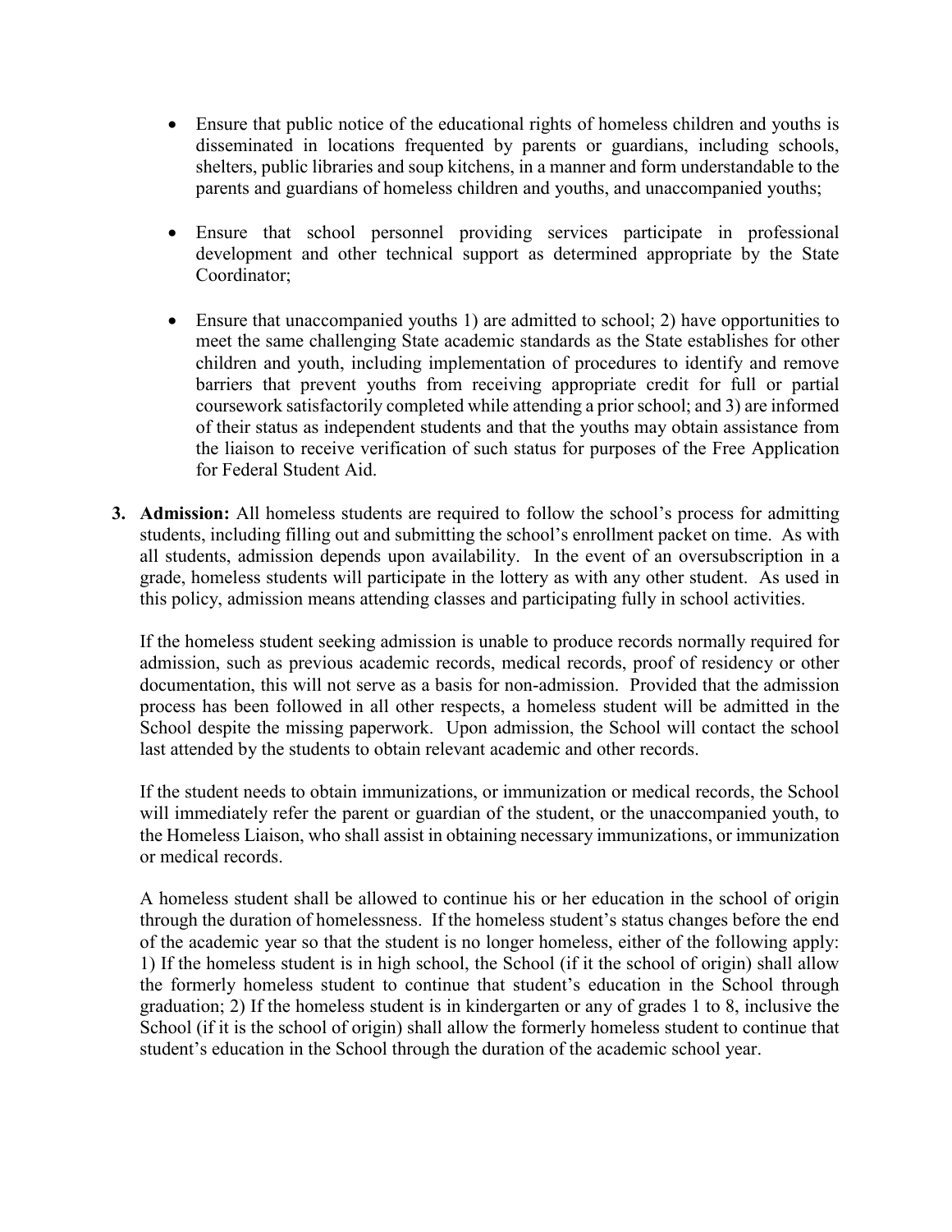- Ensure that public notice of the educational rights of homeless children and youths is disseminated in locations frequented by parents or guardians, including schools, shelters, public libraries and soup kitchens, in a manner and form understandable to the parents and guardians of homeless children and youths, and unaccompanied youths;

- Ensure that school personnel providing services participate in professional development and other technical support as determined appropriate by the State Coordinator;

- Ensure that unaccompanied youths 1) are admitted to school; 2) have opportunities to meet the same challenging State academic standards as the State establishes for other children and youth, including implementation of procedures to identify and remove barriers that prevent youths from receiving appropriate credit for full or partial coursework satisfactorily completed while attending a prior school; and 3) are informed of their status as independent students and that the youths may obtain assistance from the liaison to receive verification of such status for purposes of the Free Application for Federal Student Aid.

3. **Admission:** All homeless students are required to follow the school's process for admitting students, including filling out and submitting the school's enrollment packet on time. As with all students, admission depends upon availability. In the event of an oversubscription in a grade, homeless students will participate in the lottery as with any other student. As used in this policy, admission means attending classes and participating fully in school activities.

   If the homeless student seeking admission is unable to produce records normally required for admission, such as previous academic records, medical records, proof of residency or other documentation, this will not serve as a basis for non-admission. Provided that the admission process has been followed in all other respects, a homeless student will be admitted in the School despite the missing paperwork. Upon admission, the School will contact the school last attended by the students to obtain relevant academic and other records.

   If the student needs to obtain immunizations, or immunization or medical records, the School will immediately refer the parent or guardian of the student, or the unaccompanied youth, to the Homeless Liaison, who shall assist in obtaining necessary immunizations, or immunization or medical records.

   A homeless student shall be allowed to continue his or her education in the school of origin through the duration of homelessness. If the homeless student's status changes before the end of the academic year so that the student is no longer homeless, either of the following apply: 1) If the homeless student is in high school, the School (if it the school of origin) shall allow the formerly homeless student to continue that student's education in the School through graduation; 2) If the homeless student is in kindergarten or any of grades 1 to 8, inclusive the School (if it is the school of origin) shall allow the formerly homeless student to continue that student's education in the School through the duration of the academic school year.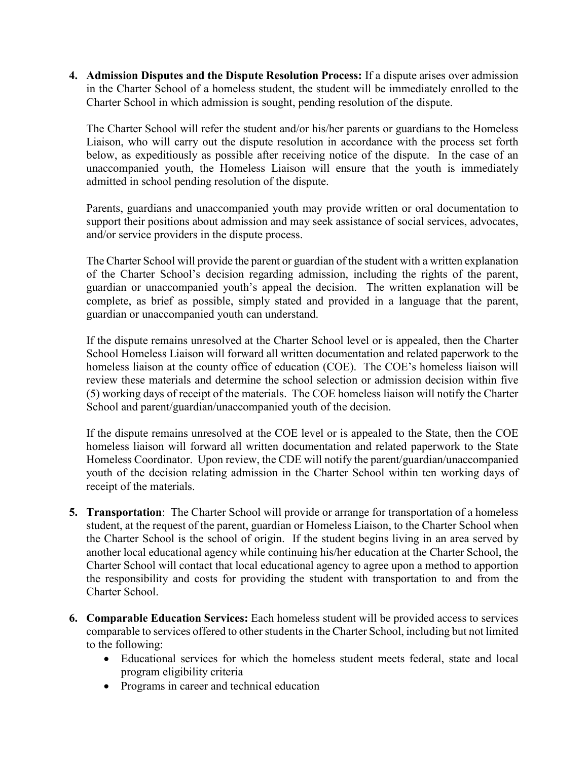4. **Admission Disputes and the Dispute Resolution Process:** If a dispute arises over admission in the Charter School of a homeless student, the student will be immediately enrolled to the Charter School in which admission is sought, pending resolution of the dispute.

   The Charter School will refer the student and/or his/her parents or guardians to the Homeless Liaison, who will carry out the dispute resolution in accordance with the process set forth below, as expeditiously as possible after receiving notice of the dispute. In the case of an unaccompanied youth, the Homeless Liaison will ensure that the youth is immediately admitted in school pending resolution of the dispute.

   Parents, guardians and unaccompanied youth may provide written or oral documentation to support their positions about admission and may seek assistance of social services, advocates, and/or service providers in the dispute process.

   The Charter School will provide the parent or guardian of the student with a written explanation of the Charter School's decision regarding admission, including the rights of the parent, guardian or unaccompanied youth's appeal the decision. The written explanation will be complete, as brief as possible, simply stated and provided in a language that the parent, guardian or unaccompanied youth can understand.

   If the dispute remains unresolved at the Charter School level or is appealed, then the Charter School Homeless Liaison will forward all written documentation and related paperwork to the homeless liaison at the county office of education (COE). The COE's homeless liaison will review these materials and determine the school selection or admission decision within five (5) working days of receipt of the materials. The COE homeless liaison will notify the Charter School and parent/guardian/unaccompanied youth of the decision.

   If the dispute remains unresolved at the COE level or is appealed to the State, then the COE homeless liaison will forward all written documentation and related paperwork to the State Homeless Coordinator. Upon review, the CDE will notify the parent/guardian/unaccompanied youth of the decision relating admission in the Charter School within ten working days of receipt of the materials.

5. **Transportation**: The Charter School will provide or arrange for transportation of a homeless student, at the request of the parent, guardian or Homeless Liaison, to the Charter School when the Charter School is the school of origin. If the student begins living in an area served by another local educational agency while continuing his/her education at the Charter School, the Charter School will contact that local educational agency to agree upon a method to apportion the responsibility and costs for providing the student with transportation to and from the Charter School.

6. **Comparable Education Services:** Each homeless student will be provided access to services comparable to services offered to other students in the Charter School, including but not limited to the following:
   - Educational services for which the homeless student meets federal, state and local program eligibility criteria
   - Programs in career and technical education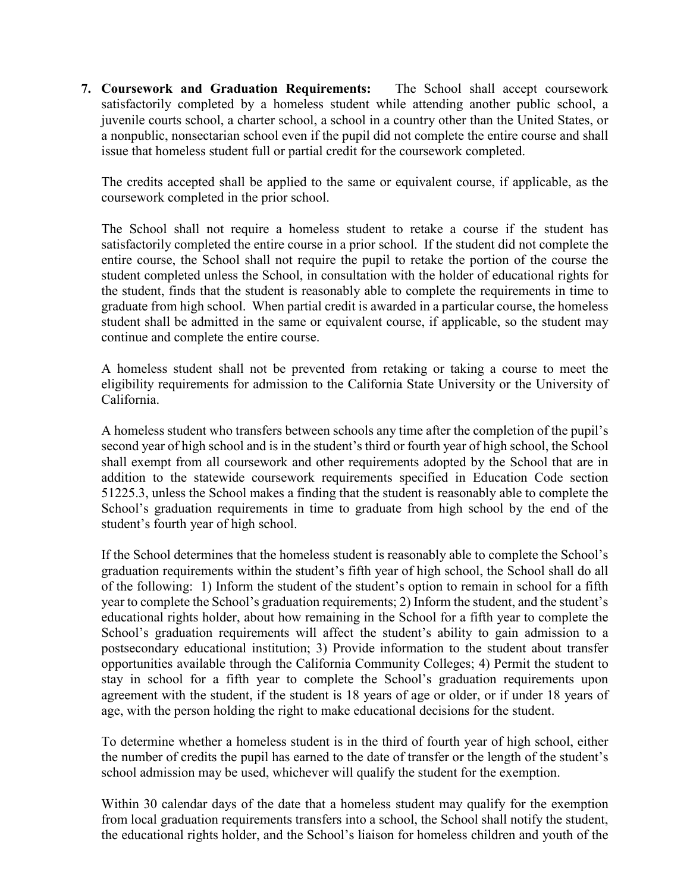7. **Coursework and Graduation Requirements:** The School shall accept coursework satisfactorily completed by a homeless student while attending another public school, a juvenile courts school, a charter school, a school in a country other than the United States, or a nonpublic, nonsectarian school even if the pupil did not complete the entire course and shall issue that homeless student full or partial credit for the coursework completed.

   The credits accepted shall be applied to the same or equivalent course, if applicable, as the coursework completed in the prior school.

   The School shall not require a homeless student to retake a course if the student has satisfactorily completed the entire course in a prior school. If the student did not complete the entire course, the School shall not require the pupil to retake the portion of the course the student completed unless the School, in consultation with the holder of educational rights for the student, finds that the student is reasonably able to complete the requirements in time to graduate from high school. When partial credit is awarded in a particular course, the homeless student shall be admitted in the same or equivalent course, if applicable, so the student may continue and complete the entire course.

   A homeless student shall not be prevented from retaking or taking a course to meet the eligibility requirements for admission to the California State University or the University of California.

   A homeless student who transfers between schools any time after the completion of the pupil's second year of high school and is in the student's third or fourth year of high school, the School shall exempt from all coursework and other requirements adopted by the School that are in addition to the statewide coursework requirements specified in Education Code section 51225.3, unless the School makes a finding that the student is reasonably able to complete the School's graduation requirements in time to graduate from high school by the end of the student's fourth year of high school.

   If the School determines that the homeless student is reasonably able to complete the School's graduation requirements within the student's fifth year of high school, the School shall do all of the following: 1) Inform the student of the student's option to remain in school for a fifth year to complete the School's graduation requirements; 2) Inform the student, and the student's educational rights holder, about how remaining in the School for a fifth year to complete the School's graduation requirements will affect the student's ability to gain admission to a postsecondary educational institution; 3) Provide information to the student about transfer opportunities available through the California Community Colleges; 4) Permit the student to stay in school for a fifth year to complete the School's graduation requirements upon agreement with the student, if the student is 18 years of age or older, or if under 18 years of age, with the person holding the right to make educational decisions for the student.

   To determine whether a homeless student is in the third of fourth year of high school, either the number of credits the pupil has earned to the date of transfer or the length of the student's school admission may be used, whichever will qualify the student for the exemption.

   Within 30 calendar days of the date that a homeless student may qualify for the exemption from local graduation requirements transfers into a school, the School shall notify the student, the educational rights holder, and the School's liaison for homeless children and youth of the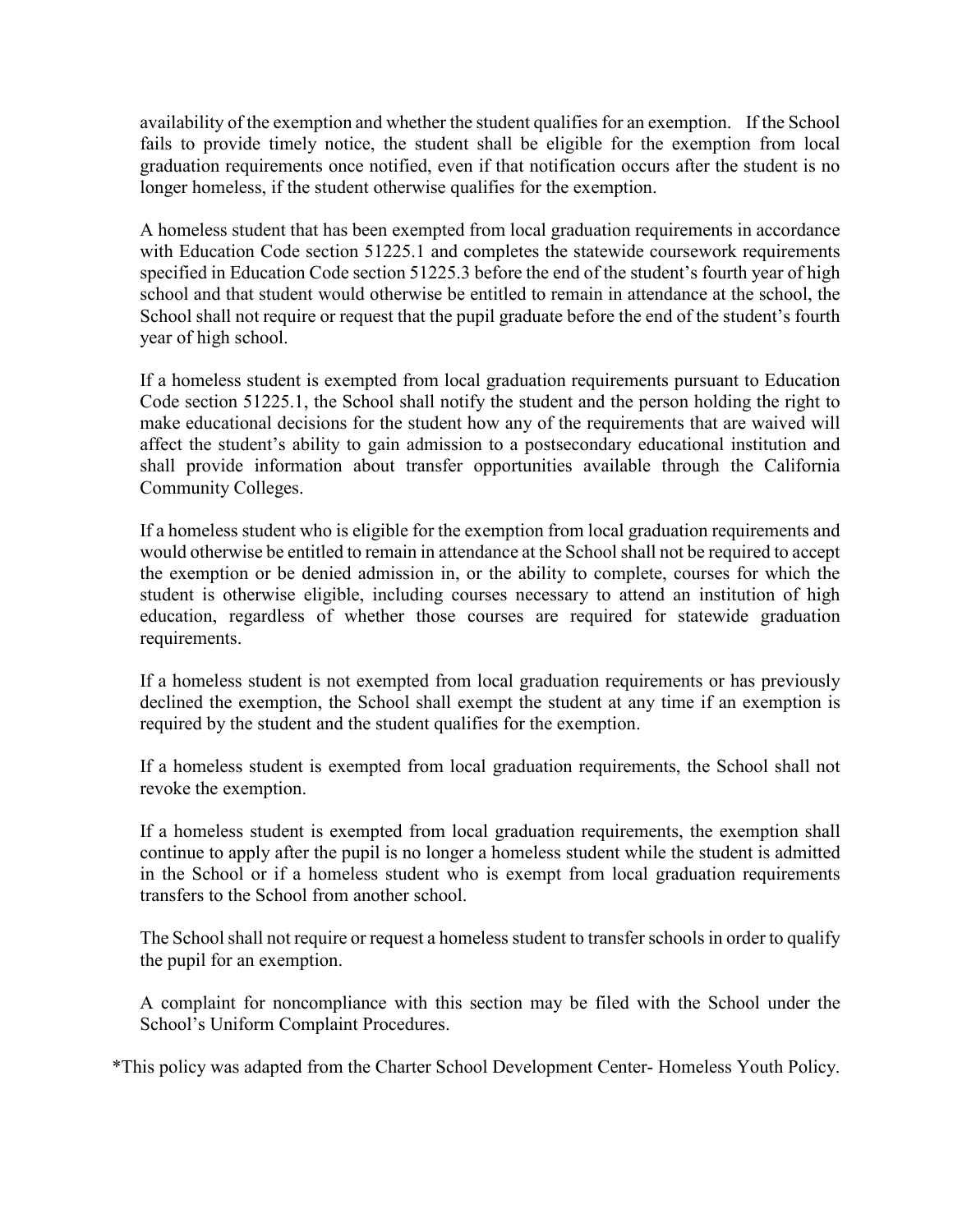availability of the exemption and whether the student qualifies for an exemption. If the School fails to provide timely notice, the student shall be eligible for the exemption from local graduation requirements once notified, even if that notification occurs after the student is no longer homeless, if the student otherwise qualifies for the exemption.

A homeless student that has been exempted from local graduation requirements in accordance with Education Code section 51225.1 and completes the statewide coursework requirements specified in Education Code section 51225.3 before the end of the student's fourth year of high school and that student would otherwise be entitled to remain in attendance at the school, the School shall not require or request that the pupil graduate before the end of the student's fourth year of high school.

If a homeless student is exempted from local graduation requirements pursuant to Education Code section 51225.1, the School shall notify the student and the person holding the right to make educational decisions for the student how any of the requirements that are waived will affect the student's ability to gain admission to a postsecondary educational institution and shall provide information about transfer opportunities available through the California Community Colleges.

If a homeless student who is eligible for the exemption from local graduation requirements and would otherwise be entitled to remain in attendance at the School shall not be required to accept the exemption or be denied admission in, or the ability to complete, courses for which the student is otherwise eligible, including courses necessary to attend an institution of high education, regardless of whether those courses are required for statewide graduation requirements.

If a homeless student is not exempted from local graduation requirements or has previously declined the exemption, the School shall exempt the student at any time if an exemption is required by the student and the student qualifies for the exemption.

If a homeless student is exempted from local graduation requirements, the School shall not revoke the exemption.

If a homeless student is exempted from local graduation requirements, the exemption shall continue to apply after the pupil is no longer a homeless student while the student is admitted in the School or if a homeless student who is exempt from local graduation requirements transfers to the School from another school.

The School shall not require or request a homeless student to transfer schools in order to qualify the pupil for an exemption.

A complaint for noncompliance with this section may be filed with the School under the School's Uniform Complaint Procedures.

*This policy was adapted from the Charter School Development Center- Homeless Youth Policy.